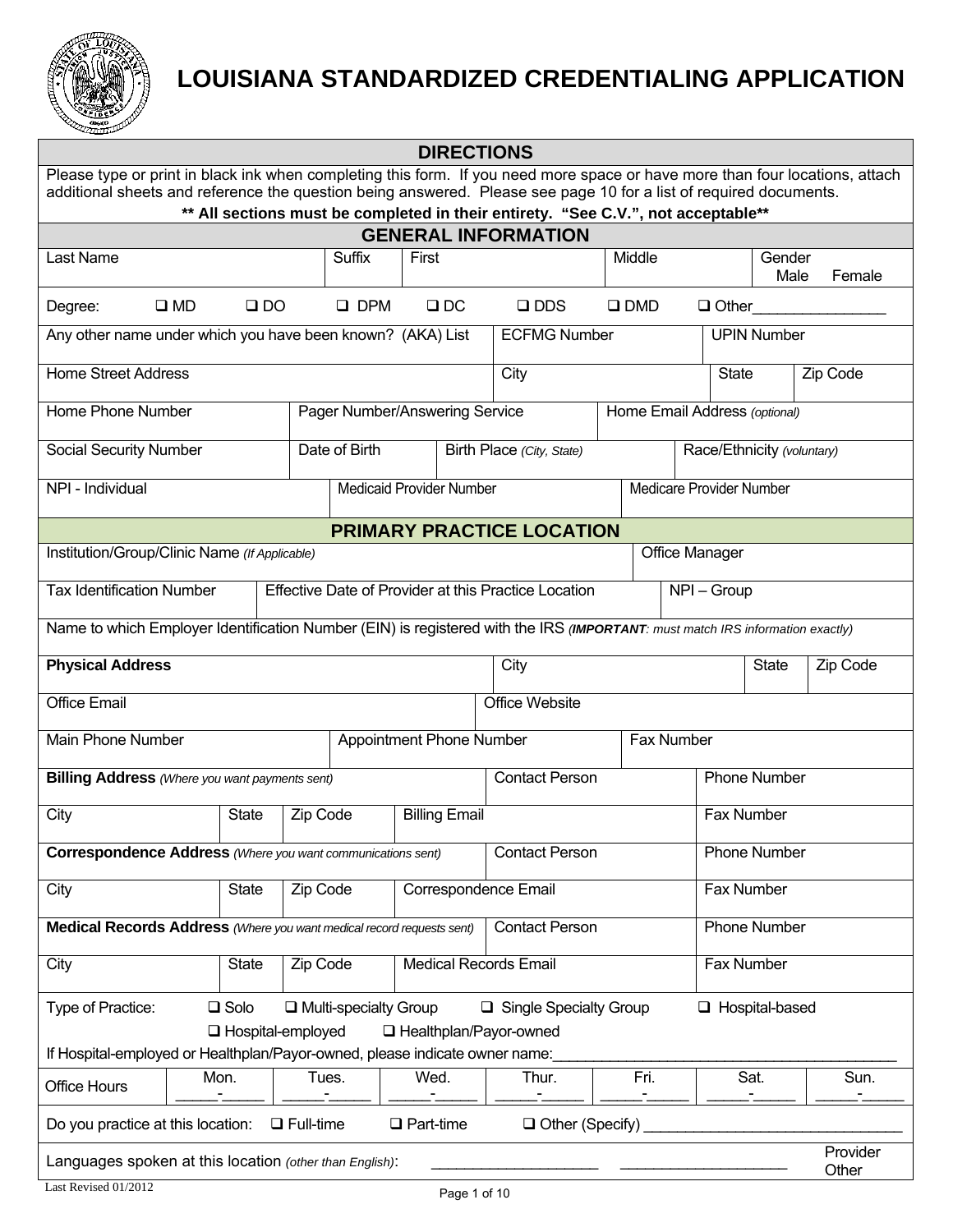# LOUISIANA STANDARDIZED CREDENTIALING APPLICATION

## DIRECTIONS

Please type or print in black ink when completing this form. If you need more space or have more than four locations, attach additional sheets and reference the question being answered. Please see page 10 for a list of required documents.

**\*\* All sections must be completed in their entirety. "See C.V.", not acceptable\*\***

## GENERAL INFORMATION

| Last Name | Suffix | First | Middle | Gender: Male Female |
|---|---|---|---|---|

Degree: ❑ MD ❑ DO ❑ DPM ❑ DC ❑ DDS ❑ DMD ❑ Other________________

| Any other name under which you have been known? (AKA) List | ECFMG Number | UPIN Number |
|---|---|---|

| Home Street Address | City | State | Zip Code |
|---|---|---|---|

| Home Phone Number | Pager Number/Answering Service | Home Email Address *(optional)* |
|---|---|---|

| Social Security Number | Date of Birth | Birth Place *(City, State)* | Race/Ethnicity *(voluntary)* |
|---|---|---|---|

| NPI - Individual | Medicaid Provider Number | Medicare Provider Number |
|---|---|---|

## PRIMARY PRACTICE LOCATION

| Institution/Group/Clinic Name *(If Applicable)* | Office Manager |
|---|---|

| Tax Identification Number | Effective Date of Provider at this Practice Location | NPI – Group |
|---|---|---|

Name to which Employer Identification Number (EIN) is registered with the IRS *(**IMPORTANT**: must match IRS information exactly)*

| **Physical Address** | City | State | Zip Code |
|---|---|---|---|

| Office Email | Office Website |
|---|---|

| Main Phone Number | Appointment Phone Number | Fax Number |
|---|---|---|

| **Billing Address** *(Where you want payments sent)* | | | Contact Person | Phone Number |
|---|---|---|---|---|
| City | State | Zip Code | Billing Email | Fax Number |

| **Correspondence Address** *(Where you want communications sent)* | | | Contact Person | Phone Number |
|---|---|---|---|---|
| City | State | Zip Code | Correspondence Email | Fax Number |

| **Medical Records Address** *(Where you want medical record requests sent)* | | | Contact Person | Phone Number |
|---|---|---|---|---|
| City | State | Zip Code | Medical Records Email | Fax Number |

Type of Practice: ❑ Solo ❑ Multi-specialty Group ❑ Single Specialty Group ❑ Hospital-based
❑ Hospital-employed ❑ Healthplan/Payor-owned

If Hospital-employed or Healthplan/Payor-owned, please indicate owner name:________________________________________

| Office Hours | Mon. | Tues. | Wed. | Thur. | Fri. | Sat. | Sun. |
|---|---|---|---|---|---|---|---|
| | _____-_____ | _____-_____ | _____-_____ | _____-_____ | _____-_____ | _____-_____ | _____-_____ |

Do you practice at this location: ❑ Full-time ❑ Part-time ❑ Other (Specify) ______________________________

Languages spoken at this location *(other than English)*: ____________________ Provider ____________________ Other

Last Revised 01/2012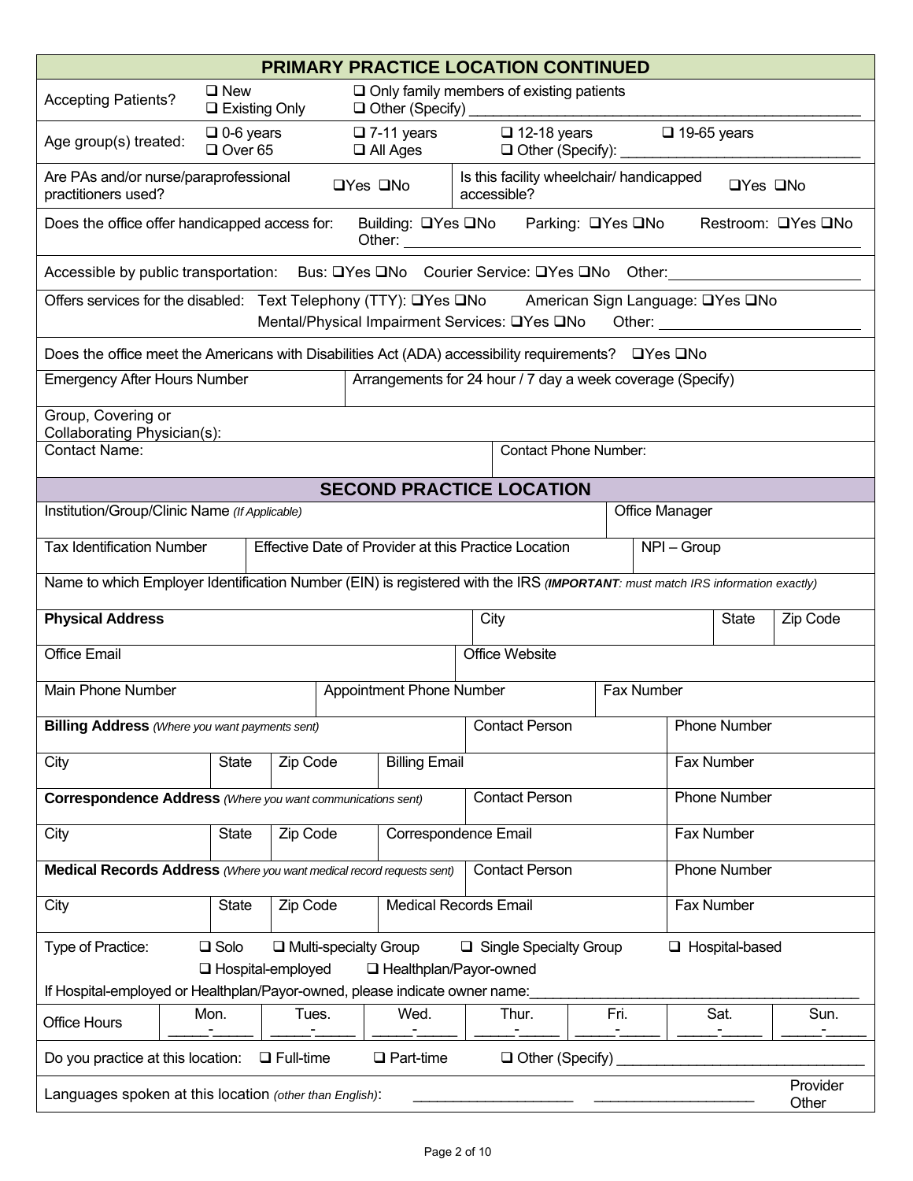## PRIMARY PRACTICE LOCATION CONTINUED

Accepting Patients? ❑ New ❑ Existing Only ❑ Only family members of existing patients ❑ Other (Specify) ______________________________

Age group(s) treated: ❑ 0-6 years ❑ Over 65 ❑ 7-11 years ❑ All Ages ❑ 12-18 years ❑ Other (Specify): ______________ ❑ 19-65 years

Are PAs and/or nurse/paraprofessional practitioners used? ❑Yes ❑No | Is this facility wheelchair/ handicapped accessible? ❑Yes ❑No

Does the office offer handicapped access for: Building: ❑Yes ❑No Parking: ❑Yes ❑No Restroom: ❑Yes ❑No Other: ______________________________

Accessible by public transportation: Bus: ❑Yes ❑No Courier Service: ❑Yes ❑No Other: ______________

Offers services for the disabled: Text Telephony (TTY): ❑Yes ❑No American Sign Language: ❑Yes ❑No Mental/Physical Impairment Services: ❑Yes ❑No Other: ______________

Does the office meet the Americans with Disabilities Act (ADA) accessibility requirements? ❑Yes ❑No

| Emergency After Hours Number | Arrangements for 24 hour / 7 day a week coverage (Specify) |
|---|---|
| | |

Group, Covering or Collaborating Physician(s):

| Contact Name: | Contact Phone Number: |
|---|---|
| | |

## SECOND PRACTICE LOCATION

| Institution/Group/Clinic Name *(If Applicable)* | Office Manager |
|---|---|
| | |

| Tax Identification Number | Effective Date of Provider at this Practice Location | NPI – Group |
|---|---|---|
| | | |

Name to which Employer Identification Number (EIN) is registered with the IRS *(**IMPORTANT**: must match IRS information exactly)*

| **Physical Address** | City | State | Zip Code |
|---|---|---|---|
| | | | |

| Office Email | Office Website |
|---|---|
| | |

| Main Phone Number | Appointment Phone Number | Fax Number |
|---|---|---|
| | | |

| **Billing Address** *(Where you want payments sent)* | | | Contact Person | Phone Number |
|---|---|---|---|---|
| City | State | Zip Code | Billing Email | Fax Number |
| **Correspondence Address** *(Where you want communications sent)* | | | Contact Person | Phone Number |
| City | State | Zip Code | Correspondence Email | Fax Number |
| **Medical Records Address** *(Where you want medical record requests sent)* | | | Contact Person | Phone Number |
| City | State | Zip Code | Medical Records Email | Fax Number |

Type of Practice: ❑ Solo ❑ Multi-specialty Group ❑ Single Specialty Group ❑ Hospital-based ❑ Hospital-employed ❑ Healthplan/Payor-owned

If Hospital-employed or Healthplan/Payor-owned, please indicate owner name: ______________________________

| Office Hours | Mon. | Tues. | Wed. | Thur. | Fri. | Sat. | Sun. |
|---|---|---|---|---|---|---|---|
| | _____-_____ | _____-_____ | _____-_____ | _____-_____ | _____-_____ | _____-_____ | _____-_____ |

Do you practice at this location: ❑ Full-time ❑ Part-time ❑ Other (Specify) ______________________________

Languages spoken at this location *(other than English)*: ______________ Provider ______________ Other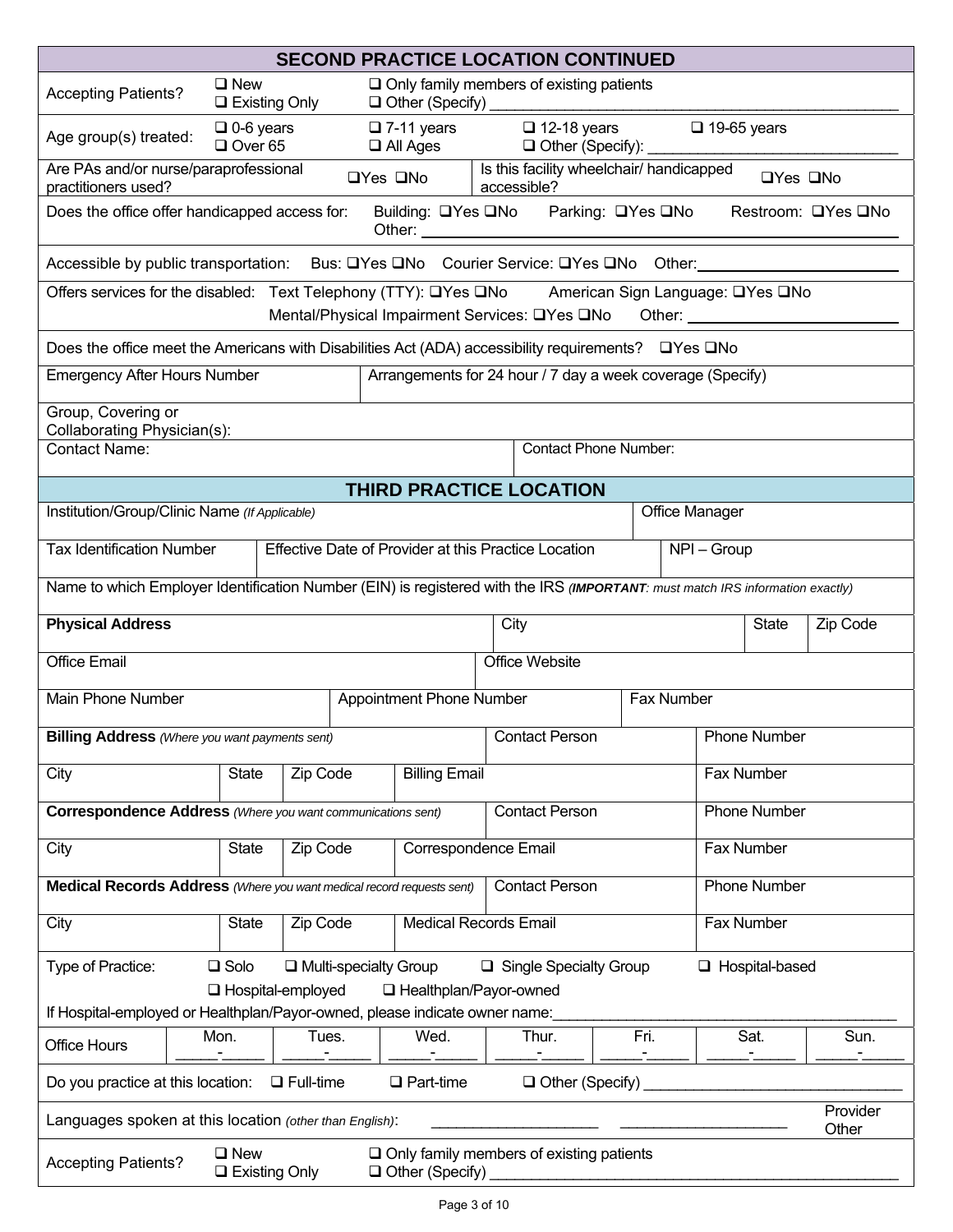## SECOND PRACTICE LOCATION CONTINUED

Accepting Patients? ❑ New ❑ Existing Only ❑ Only family members of existing patients ❑ Other (Specify) ______

Age group(s) treated: ❑ 0-6 years ❑ Over 65 ❑ 7-11 years ❑ All Ages ❑ 12-18 years ❑ Other (Specify): ______ ❑ 19-65 years

Are PAs and/or nurse/paraprofessional practitioners used? ❑Yes ❑No | Is this facility wheelchair/ handicapped accessible? ❑Yes ❑No

Does the office offer handicapped access for: Building: ❑Yes ❑No Parking: ❑Yes ❑No Restroom: ❑Yes ❑No Other: ______

Accessible by public transportation: Bus: ❑Yes ❑No Courier Service: ❑Yes ❑No Other: ______

Offers services for the disabled: Text Telephony (TTY): ❑Yes ❑No American Sign Language: ❑Yes ❑No Mental/Physical Impairment Services: ❑Yes ❑No Other: ______

Does the office meet the Americans with Disabilities Act (ADA) accessibility requirements? ❑Yes ❑No

| Emergency After Hours Number | Arrangements for 24 hour / 7 day a week coverage (Specify) |
|---|---|
| | |

Group, Covering or Collaborating Physician(s):

| Contact Name: | Contact Phone Number: |
|---|---|
| | |

## THIRD PRACTICE LOCATION

| Institution/Group/Clinic Name *(If Applicable)* | | Office Manager |
|---|---|---|
| **Tax Identification Number** | **Effective Date of Provider at this Practice Location** | **NPI – Group** |
| | | |

Name to which Employer Identification Number (EIN) is registered with the IRS *(**IMPORTANT**: must match IRS information exactly)*

| **Physical Address** | City | State | Zip Code |
|---|---|---|---|
| | | | |

| Office Email | Office Website |
|---|---|
| | |

| Main Phone Number | Appointment Phone Number | Fax Number |
|---|---|---|
| | | |

| **Billing Address** *(Where you want payments sent)* | | | Contact Person | Phone Number |
|---|---|---|---|---|
| City | State | Zip Code | Billing Email | Fax Number |
| **Correspondence Address** *(Where you want communications sent)* | | | Contact Person | Phone Number |
| City | State | Zip Code | Correspondence Email | Fax Number |
| **Medical Records Address** *(Where you want medical record requests sent)* | | | Contact Person | Phone Number |
| City | State | Zip Code | Medical Records Email | Fax Number |

Type of Practice: ❑ Solo ❑ Multi-specialty Group ❑ Single Specialty Group ❑ Hospital-based ❑ Hospital-employed ❑ Healthplan/Payor-owned

If Hospital-employed or Healthplan/Payor-owned, please indicate owner name: ______

| Office Hours | Mon. | Tues. | Wed. | Thur. | Fri. | Sat. | Sun. |
|---|---|---|---|---|---|---|---|
| | ____-____ | ____-____ | ____-____ | ____-____ | ____-____ | ____-____ | ____-____ |

Do you practice at this location: ❑ Full-time ❑ Part-time ❑ Other (Specify) ______

Languages spoken at this location *(other than English)*: ______ ______ Provider Other

Accepting Patients? ❑ New ❑ Existing Only ❑ Only family members of existing patients ❑ Other (Specify) ______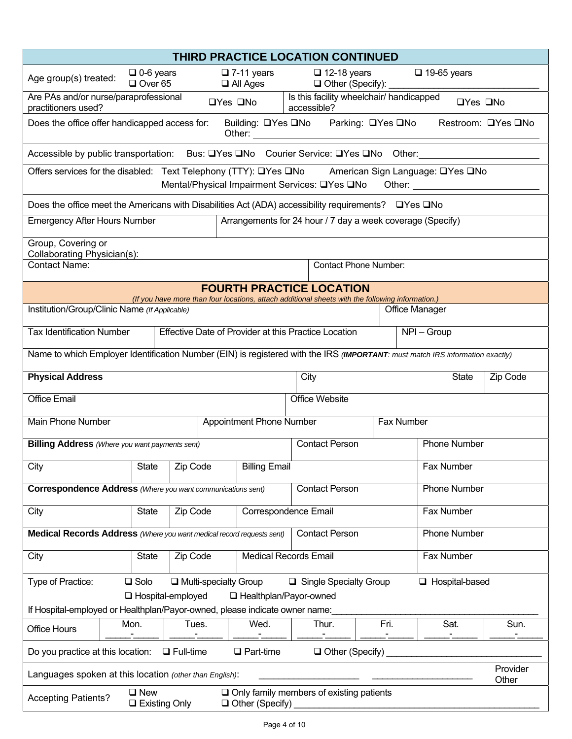## THIRD PRACTICE LOCATION CONTINUED

Age group(s) treated: ❑ 0-6 years ❑ Over 65 ❑ 7-11 years ❑ All Ages ❑ 12-18 years ❑ Other (Specify): ____________________ ❑ 19-65 years

| Are PAs and/or nurse/paraprofessional practitioners used? ❑Yes ❑No | Is this facility wheelchair/ handicapped accessible? ❑Yes ❑No |
|---|---|

Does the office offer handicapped access for: Building: ❑Yes ❑No Parking: ❑Yes ❑No Restroom: ❑Yes ❑No Other: ____________________

Accessible by public transportation: Bus: ❑Yes ❑No Courier Service: ❑Yes ❑No Other: ____________________

Offers services for the disabled: Text Telephony (TTY): ❑Yes ❑No American Sign Language: ❑Yes ❑No Mental/Physical Impairment Services: ❑Yes ❑No Other: ____________________

Does the office meet the Americans with Disabilities Act (ADA) accessibility requirements? ❑Yes ❑No

| Emergency After Hours Number | Arrangements for 24 hour / 7 day a week coverage (Specify) |
|---|---|
| | |

Group, Covering or Collaborating Physician(s):

| Contact Name: | Contact Phone Number: |
|---|---|

## FOURTH PRACTICE LOCATION

*(If you have more than four locations, attach additional sheets with the following information.)*

| Institution/Group/Clinic Name *(If Applicable)* | | Office Manager |
|---|---|---|
| **Tax Identification Number** | **Effective Date of Provider at this Practice Location** | **NPI – Group** |
| | | |

Name to which Employer Identification Number (EIN) is registered with the IRS *(**IMPORTANT**: must match IRS information exactly)*

| **Physical Address** | City | State | Zip Code |
|---|---|---|---|
| | | | |

| Office Email | Office Website |
|---|---|
| | |

| Main Phone Number | Appointment Phone Number | Fax Number |
|---|---|---|
| | | |

| **Billing Address** *(Where you want payments sent)* | | | Contact Person | Phone Number |
|---|---|---|---|---|
| City | State | Zip Code | Billing Email | Fax Number |
| **Correspondence Address** *(Where you want communications sent)* | | | Contact Person | Phone Number |
| City | State | Zip Code | Correspondence Email | Fax Number |
| **Medical Records Address** *(Where you want medical record requests sent)* | | | Contact Person | Phone Number |
| City | State | Zip Code | Medical Records Email | Fax Number |

Type of Practice: ❑ Solo ❑ Multi-specialty Group ❑ Single Specialty Group ❑ Hospital-based ❑ Hospital-employed ❑ Healthplan/Payor-owned

If Hospital-employed or Healthplan/Payor-owned, please indicate owner name: ____________________

| Office Hours | Mon. | Tues. | Wed. | Thur. | Fri. | Sat. | Sun. |
|---|---|---|---|---|---|---|---|
| | _____-_____ | _____-_____ | _____-_____ | _____-_____ | _____-_____ | _____-_____ | _____-_____ |

Do you practice at this location: ❑ Full-time ❑ Part-time ❑ Other (Specify) ____________________

Languages spoken at this location *(other than English)*: ____________________ ____________________ Provider Other

Accepting Patients? ❑ New ❑ Existing Only ❑ Only family members of existing patients ❑ Other (Specify) ____________________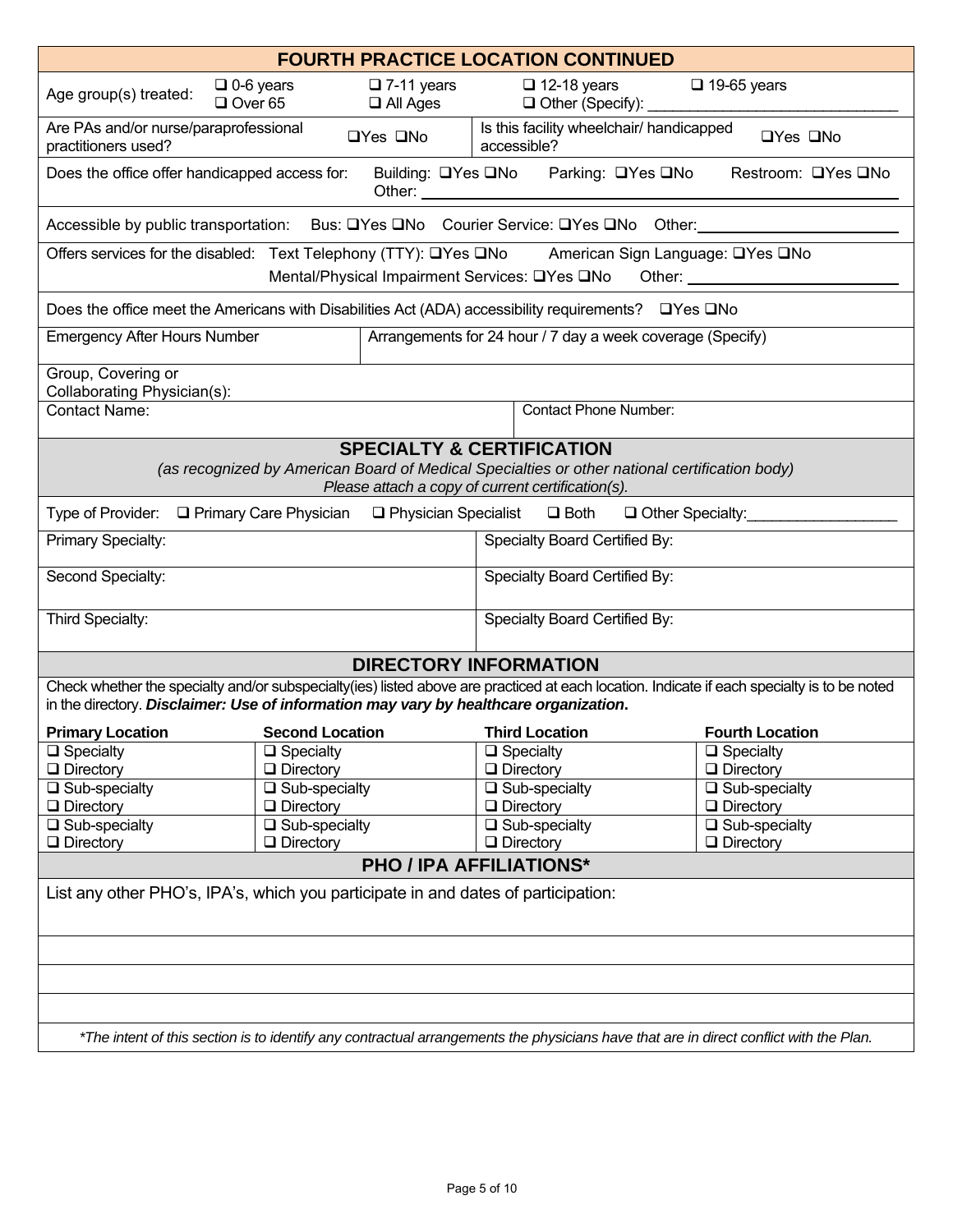## FOURTH PRACTICE LOCATION CONTINUED

Age group(s) treated: ☐ 0-6 years ☐ Over 65 ☐ 7-11 years ☐ All Ages ☐ 12-18 years ☐ Other (Specify): ______________________________ ☐ 19-65 years

| | |
|---|---|
| Are PAs and/or nurse/paraprofessional practitioners used? ☐Yes ☐No | Is this facility wheelchair/ handicapped accessible? ☐Yes ☐No |

Does the office offer handicapped access for: Building: ☐Yes ☐No Parking: ☐Yes ☐No Restroom: ☐Yes ☐No Other: ____________________

Accessible by public transportation: Bus: ☐Yes ☐No Courier Service: ☐Yes ☐No Other: ____________________

Offers services for the disabled: Text Telephony (TTY): ☐Yes ☐No American Sign Language: ☐Yes ☐No Mental/Physical Impairment Services: ☐Yes ☐No Other: ____________________

Does the office meet the Americans with Disabilities Act (ADA) accessibility requirements? ☐Yes ☐No

| Emergency After Hours Number | Arrangements for 24 hour / 7 day a week coverage (Specify) |
|---|---|
| | |

Group, Covering or Collaborating Physician(s):

| Contact Name: | Contact Phone Number: |
|---|---|
| | |

## SPECIALTY & CERTIFICATION

*(as recognized by American Board of Medical Specialties or other national certification body)*
*Please attach a copy of current certification(s).*

Type of Provider: ☐ Primary Care Physician ☐ Physician Specialist ☐ Both ☐ Other Specialty: __________________

| Specialty | Board Certification |
|---|---|
| Primary Specialty: | Specialty Board Certified By: |
| Second Specialty: | Specialty Board Certified By: |
| Third Specialty: | Specialty Board Certified By: |

## DIRECTORY INFORMATION

Check whether the specialty and/or subspecialty(ies) listed above are practiced at each location. Indicate if each specialty is to be noted in the directory. ***Disclaimer: Use of information may vary by healthcare organization.***

| Primary Location | Second Location | Third Location | Fourth Location |
|---|---|---|---|
| ☐ Specialty<br>☐ Directory | ☐ Specialty<br>☐ Directory | ☐ Specialty<br>☐ Directory | ☐ Specialty<br>☐ Directory |
| ☐ Sub-specialty<br>☐ Directory | ☐ Sub-specialty<br>☐ Directory | ☐ Sub-specialty<br>☐ Directory | ☐ Sub-specialty<br>☐ Directory |
| ☐ Sub-specialty<br>☐ Directory | ☐ Sub-specialty<br>☐ Directory | ☐ Sub-specialty<br>☐ Directory | ☐ Sub-specialty<br>☐ Directory |

## PHO / IPA AFFILIATIONS*

List any other PHO's, IPA's, which you participate in and dates of participation:

________________________________________

________________________________________

________________________________________

*\*The intent of this section is to identify any contractual arrangements the physicians have that are in direct conflict with the Plan.*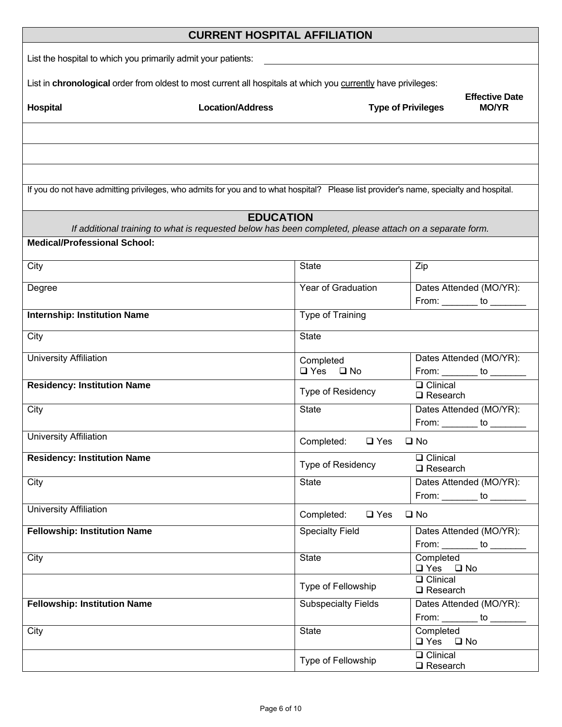## CURRENT HOSPITAL AFFILIATION

List the hospital to which you primarily admit your patients: ______________________________

List in **chronological** order from oldest to most current all hospitals at which you currently have privileges:

| Hospital | Location/Address | Type of Privileges | Effective Date MO/YR |
|---|---|---|---|
| | | | |
| | | | |
| | | | |

If you do not have admitting privileges, who admits for you and to what hospital? Please list provider's name, specialty and hospital.

## EDUCATION

*If additional training to what is requested below has been completed, please attach on a separate form.*

**Medical/Professional School:**

| | | |
|---|---|---|
| City | State | Zip |
| Degree | Year of Graduation | Dates Attended (MO/YR): From: _______ to _______ |
| **Internship: Institution Name** | Type of Training | |
| City | State | |
| University Affiliation | Completed ❑ Yes ❑ No | Dates Attended (MO/YR): From: _______ to _______ |
| **Residency: Institution Name** | Type of Residency | ❑ Clinical ❑ Research |
| City | State | Dates Attended (MO/YR): From: _______ to _______ |
| University Affiliation | Completed: ❑ Yes ❑ No | |
| **Residency: Institution Name** | Type of Residency | ❑ Clinical ❑ Research |
| City | State | Dates Attended (MO/YR): From: _______ to _______ |
| University Affiliation | Completed: ❑ Yes ❑ No | |
| **Fellowship: Institution Name** | Specialty Field | Dates Attended (MO/YR): From: _______ to _______ |
| City | State | Completed ❑ Yes ❑ No |
| | Type of Fellowship | ❑ Clinical ❑ Research |
| **Fellowship: Institution Name** | Subspecialty Fields | Dates Attended (MO/YR): From: _______ to _______ |
| City | State | Completed ❑ Yes ❑ No |
| | Type of Fellowship | ❑ Clinical ❑ Research |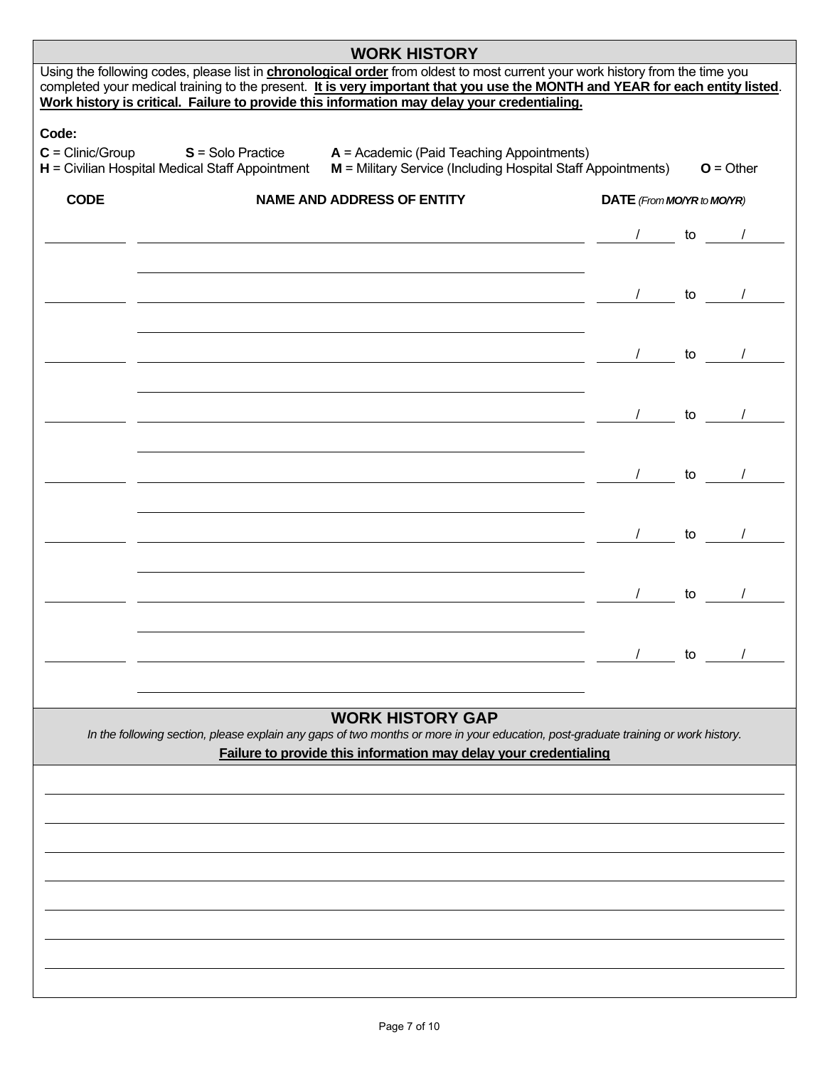## WORK HISTORY

Using the following codes, please list in **chronological order** from oldest to most current your work history from the time you completed your medical training to the present. **It is very important that you use the MONTH and YEAR for each entity listed**. **Work history is critical. Failure to provide this information may delay your credentialing.**

**Code:**

**C** = Clinic/Group **S** = Solo Practice **A** = Academic (Paid Teaching Appointments)
**H** = Civilian Hospital Medical Staff Appointment **M** = Military Service (Including Hospital Staff Appointments) **O** = Other

| CODE | NAME AND ADDRESS OF ENTITY | DATE *(From MO/YR to MO/YR)* |
|---|---|---|
| | | / to / |
| | | |
| | | / to / |
| | | |
| | | / to / |
| | | |
| | | / to / |
| | | |
| | | / to / |
| | | |
| | | / to / |
| | | |
| | | / to / |
| | | |
| | | / to / |
| | | |

## WORK HISTORY GAP

*In the following section, please explain any gaps of two months or more in your education, post-graduate training or work history.*

**Failure to provide this information may delay your credentialing**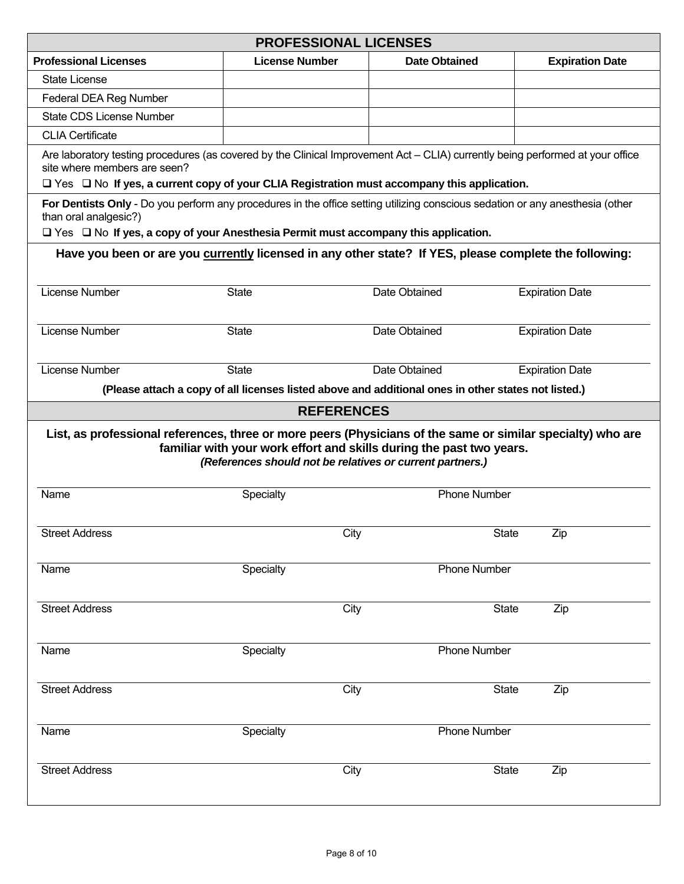## PROFESSIONAL LICENSES

| Professional Licenses | License Number | Date Obtained | Expiration Date |
| --- | --- | --- | --- |
| State License | | | |
| Federal DEA Reg Number | | | |
| State CDS License Number | | | |
| CLIA Certificate | | | |

Are laboratory testing procedures (as covered by the Clinical Improvement Act – CLIA) currently being performed at your office site where members are seen?

❑ Yes ❑ No **If yes, a current copy of your CLIA Registration must accompany this application.**

**For Dentists Only** - Do you perform any procedures in the office setting utilizing conscious sedation or any anesthesia (other than oral analgesic?)

❑ Yes ❑ No **If yes, a copy of your Anesthesia Permit must accompany this application.**

**Have you been or are you <u>currently</u> licensed in any other state? If YES, please complete the following:**

| License Number | State | Date Obtained | Expiration Date |
| --- | --- | --- | --- |
| License Number | State | Date Obtained | Expiration Date |
| License Number | State | Date Obtained | Expiration Date |

**(Please attach a copy of all licenses listed above and additional ones in other states not listed.)**

## REFERENCES

**List, as professional references, three or more peers (Physicians of the same or similar specialty) who are familiar with your work effort and skills during the past two years.**

***(References should not be relatives or current partners.)***

Name \_\_\_\_\_\_\_\_ Specialty \_\_\_\_\_\_\_\_ Phone Number \_\_\_\_\_\_\_\_

Street Address \_\_\_\_\_\_\_\_ City \_\_\_\_\_\_\_\_ State \_\_\_\_\_\_\_\_ Zip \_\_\_\_\_\_\_\_

Name \_\_\_\_\_\_\_\_ Specialty \_\_\_\_\_\_\_\_ Phone Number \_\_\_\_\_\_\_\_

Street Address \_\_\_\_\_\_\_\_ City \_\_\_\_\_\_\_\_ State \_\_\_\_\_\_\_\_ Zip \_\_\_\_\_\_\_\_

Name \_\_\_\_\_\_\_\_ Specialty \_\_\_\_\_\_\_\_ Phone Number \_\_\_\_\_\_\_\_

Street Address \_\_\_\_\_\_\_\_ City \_\_\_\_\_\_\_\_ State \_\_\_\_\_\_\_\_ Zip \_\_\_\_\_\_\_\_

Name \_\_\_\_\_\_\_\_ Specialty \_\_\_\_\_\_\_\_ Phone Number \_\_\_\_\_\_\_\_

Street Address \_\_\_\_\_\_\_\_ City \_\_\_\_\_\_\_\_ State \_\_\_\_\_\_\_\_ Zip \_\_\_\_\_\_\_\_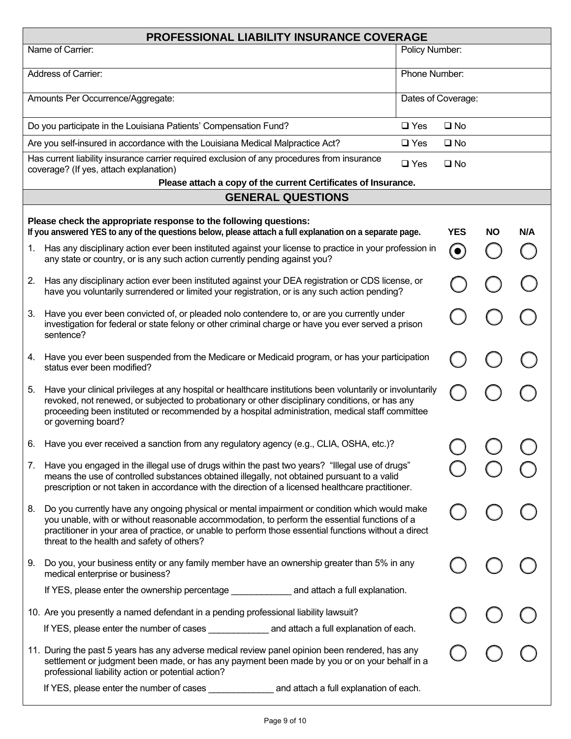## PROFESSIONAL LIABILITY INSURANCE COVERAGE

| Name of Carrier: | Policy Number: |
|---|---|
| Address of Carrier: | Phone Number: |
| Amounts Per Occurrence/Aggregate: | Dates of Coverage: |
| Do you participate in the Louisiana Patients' Compensation Fund? | ☐ Yes ☐ No |
| Are you self-insured in accordance with the Louisiana Medical Malpractice Act? | ☐ Yes ☐ No |
| Has current liability insurance carrier required exclusion of any procedures from insurance coverage? (If yes, attach explanation) | ☐ Yes ☐ No |

**Please attach a copy of the current Certificates of Insurance.**

## GENERAL QUESTIONS

**Please check the appropriate response to the following questions:**
**If you answered YES to any of the questions below, please attach a full explanation on a separate page.**

| | Question | YES | NO | N/A |
|---|---|---|---|---|
| 1. | Has any disciplinary action ever been instituted against your license to practice in your profession in any state or country, or is any such action currently pending against you? | ◉ | ○ | ○ |
| 2. | Has any disciplinary action ever been instituted against your DEA registration or CDS license, or have you voluntarily surrendered or limited your registration, or is any such action pending? | ○ | ○ | ○ |
| 3. | Have you ever been convicted of, or pleaded nolo contendere to, or are you currently under investigation for federal or state felony or other criminal charge or have you ever served a prison sentence? | ○ | ○ | ○ |
| 4. | Have you ever been suspended from the Medicare or Medicaid program, or has your participation status ever been modified? | ○ | ○ | ○ |
| 5. | Have your clinical privileges at any hospital or healthcare institutions been voluntarily or involuntarily revoked, not renewed, or subjected to probationary or other disciplinary conditions, or has any proceeding been instituted or recommended by a hospital administration, medical staff committee or governing board? | ○ | ○ | ○ |
| 6. | Have you ever received a sanction from any regulatory agency (e.g., CLIA, OSHA, etc.)? | ○ | ○ | ○ |
| 7. | Have you engaged in the illegal use of drugs within the past two years? "Illegal use of drugs" means the use of controlled substances obtained illegally, not obtained pursuant to a valid prescription or not taken in accordance with the direction of a licensed healthcare practitioner. | ○ | ○ | ○ |
| 8. | Do you currently have any ongoing physical or mental impairment or condition which would make you unable, with or without reasonable accommodation, to perform the essential functions of a practitioner in your area of practice, or unable to perform those essential functions without a direct threat to the health and safety of others? | ○ | ○ | ○ |
| 9. | Do you, your business entity or any family member have an ownership greater than 5% in any medical enterprise or business? If YES, please enter the ownership percentage ____________ and attach a full explanation. | ○ | ○ | ○ |
| 10. | Are you presently a named defendant in a pending professional liability lawsuit? If YES, please enter the number of cases ____________ and attach a full explanation of each. | ○ | ○ | ○ |
| 11. | During the past 5 years has any adverse medical review panel opinion been rendered, has any settlement or judgment been made, or has any payment been made by you or on your behalf in a professional liability action or potential action? If YES, please enter the number of cases _____________ and attach a full explanation of each. | ○ | ○ | ○ |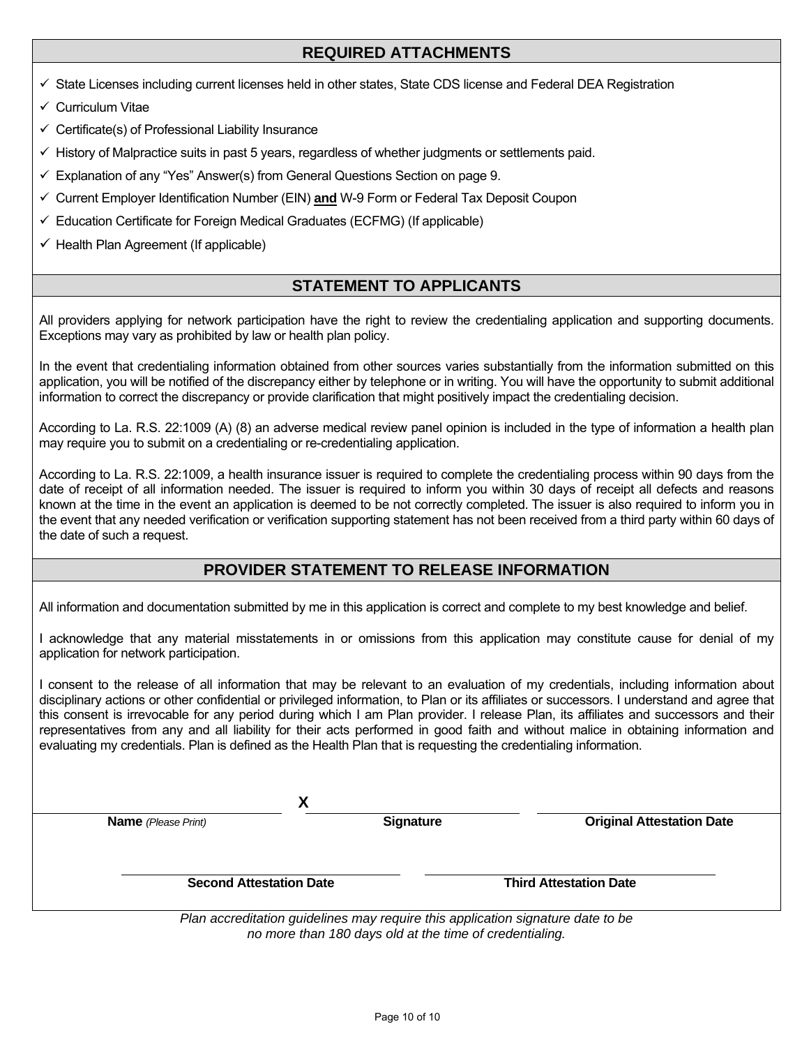## REQUIRED ATTACHMENTS

- ✓ State Licenses including current licenses held in other states, State CDS license and Federal DEA Registration
- ✓ Curriculum Vitae
- ✓ Certificate(s) of Professional Liability Insurance
- ✓ History of Malpractice suits in past 5 years, regardless of whether judgments or settlements paid.
- ✓ Explanation of any "Yes" Answer(s) from General Questions Section on page 9.
- ✓ Current Employer Identification Number (EIN) **and** W-9 Form or Federal Tax Deposit Coupon
- ✓ Education Certificate for Foreign Medical Graduates (ECFMG) (If applicable)
- ✓ Health Plan Agreement (If applicable)

## STATEMENT TO APPLICANTS

All providers applying for network participation have the right to review the credentialing application and supporting documents. Exceptions may vary as prohibited by law or health plan policy.

In the event that credentialing information obtained from other sources varies substantially from the information submitted on this application, you will be notified of the discrepancy either by telephone or in writing. You will have the opportunity to submit additional information to correct the discrepancy or provide clarification that might positively impact the credentialing decision.

According to La. R.S. 22:1009 (A) (8) an adverse medical review panel opinion is included in the type of information a health plan may require you to submit on a credentialing or re-credentialing application.

According to La. R.S. 22:1009, a health insurance issuer is required to complete the credentialing process within 90 days from the date of receipt of all information needed. The issuer is required to inform you within 30 days of receipt all defects and reasons known at the time in the event an application is deemed to be not correctly completed. The issuer is also required to inform you in the event that any needed verification or verification supporting statement has not been received from a third party within 60 days of the date of such a request.

## PROVIDER STATEMENT TO RELEASE INFORMATION

All information and documentation submitted by me in this application is correct and complete to my best knowledge and belief.

I acknowledge that any material misstatements in or omissions from this application may constitute cause for denial of my application for network participation.

I consent to the release of all information that may be relevant to an evaluation of my credentials, including information about disciplinary actions or other confidential or privileged information, to Plan or its affiliates or successors. I understand and agree that this consent is irrevocable for any period during which I am Plan provider. I release Plan, its affiliates and successors and their representatives from any and all liability for their acts performed in good faith and without malice in obtaining information and evaluating my credentials. Plan is defined as the Health Plan that is requesting the credentialing information.

| | | |
|---|---|---|
| ____________________ | X ____________________ | ____________________ |
| **Name** *(Please Print)* | **Signature** | **Original Attestation Date** |

| | |
|---|---|
| ____________________ | ____________________ |
| **Second Attestation Date** | **Third Attestation Date** |

*Plan accreditation guidelines may require this application signature date to be no more than 180 days old at the time of credentialing.*